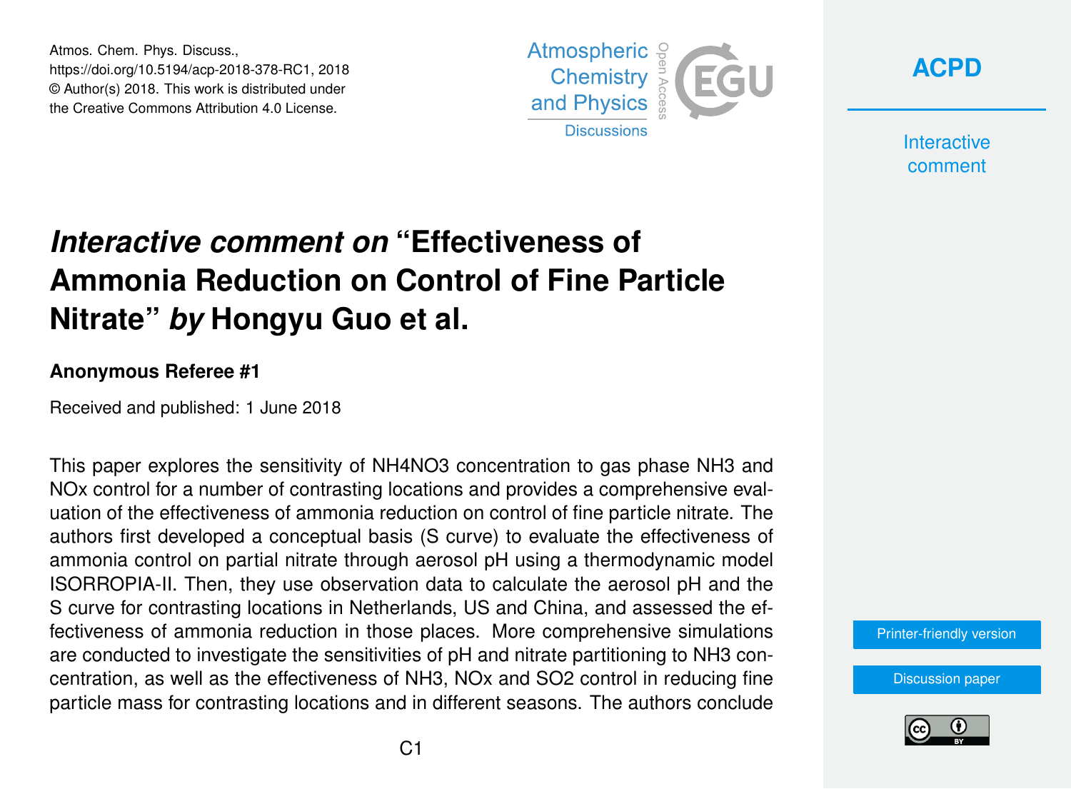Atmos. Chem. Phys. Discuss.,
https://doi.org/10.5194/acp-2018-378-RC1, 2018
© Author(s) 2018. This work is distributed under
the Creative Commons Attribution 4.0 License.

# *Interactive comment on* "Effectiveness of Ammonia Reduction on Control of Fine Particle Nitrate" *by* Hongyu Guo et al.

### Anonymous Referee #1

Received and published: 1 June 2018

This paper explores the sensitivity of $NH_4NO_3$ concentration to gas phase $NH_3$ and $NO_x$ control for a number of contrasting locations and provides a comprehensive evaluation of the effectiveness of ammonia reduction on control of fine particle nitrate. The authors first developed a conceptual basis (S curve) to evaluate the effectiveness of ammonia control on partial nitrate through aerosol pH using a thermodynamic model ISORROPIA-II. Then, they use observation data to calculate the aerosol pH and the S curve for contrasting locations in Netherlands, US and China, and assessed the effectiveness of ammonia reduction in those places. More comprehensive simulations are conducted to investigate the sensitivities of pH and nitrate partitioning to $NH_3$ concentration, as well as the effectiveness of $NH_3$, $NO_x$ and $SO_2$ control in reducing fine particle mass for contrasting locations and in different seasons. The authors conclude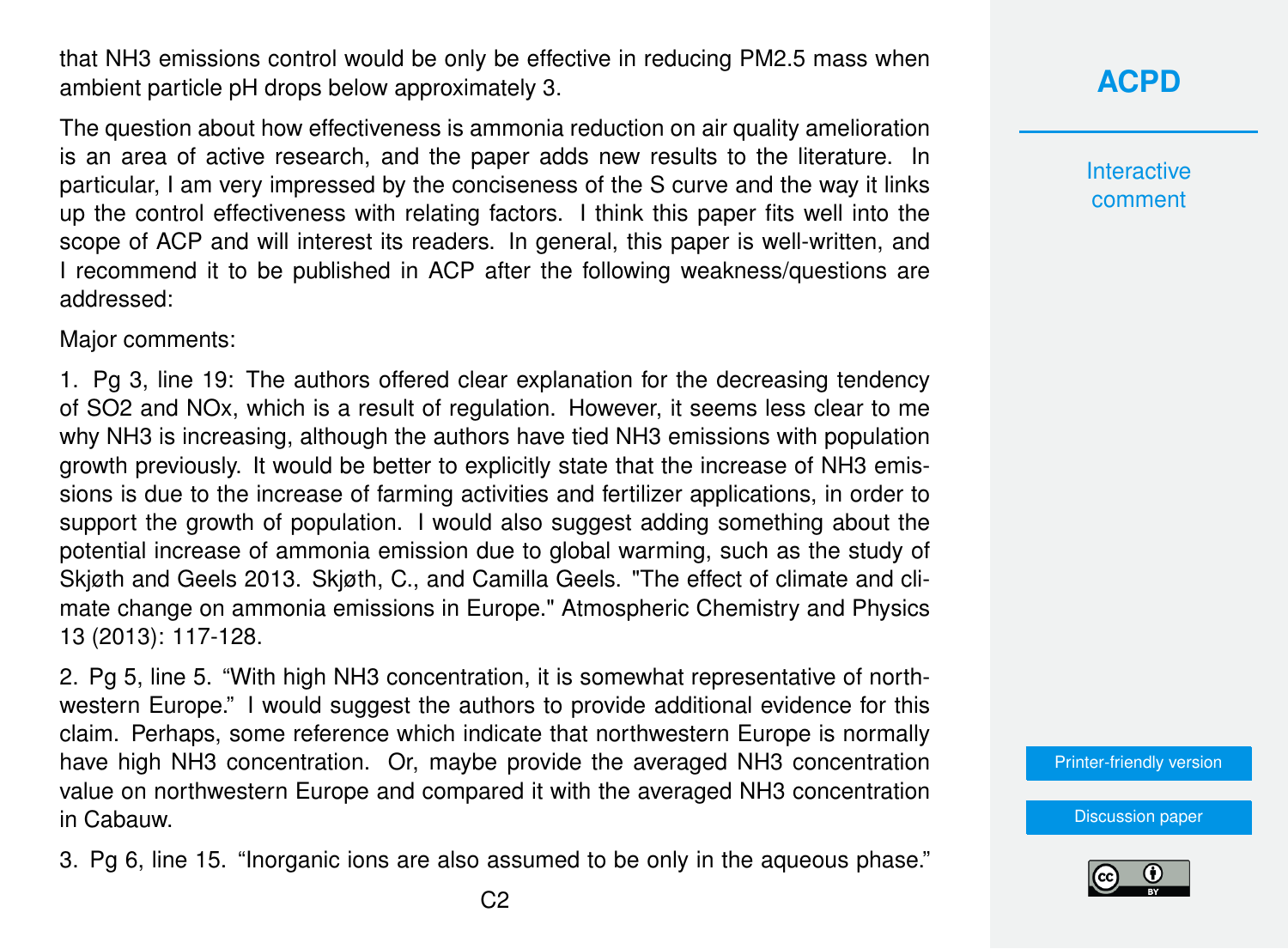that $NH_3$ emissions control would be only be effective in reducing PM2.5 mass when ambient particle pH drops below approximately 3.

The question about how effectiveness is ammonia reduction on air quality amelioration is an area of active research, and the paper adds new results to the literature. In particular, I am very impressed by the conciseness of the S curve and the way it links up the control effectiveness with relating factors. I think this paper fits well into the scope of ACP and will interest its readers. In general, this paper is well-written, and I recommend it to be published in ACP after the following weakness/questions are addressed:

Major comments:

1. Pg 3, line 19: The authors offered clear explanation for the decreasing tendency of $SO_2$ and NOx, which is a result of regulation. However, it seems less clear to me why $NH_3$ is increasing, although the authors have tied $NH_3$ emissions with population growth previously. It would be better to explicitly state that the increase of $NH_3$ emissions is due to the increase of farming activities and fertilizer applications, in order to support the growth of population. I would also suggest adding something about the potential increase of ammonia emission due to global warming, such as the study of Skjøth and Geels 2013. Skjøth, C., and Camilla Geels. "The effect of climate and climate change on ammonia emissions in Europe." Atmospheric Chemistry and Physics 13 (2013): 117-128.

2. Pg 5, line 5. "With high $NH_3$ concentration, it is somewhat representative of northwestern Europe." I would suggest the authors to provide additional evidence for this claim. Perhaps, some reference which indicate that northwestern Europe is normally have high $NH_3$ concentration. Or, maybe provide the averaged $NH_3$ concentration value on northwestern Europe and compared it with the averaged $NH_3$ concentration in Cabauw.

3. Pg 6, line 15. "Inorganic ions are also assumed to be only in the aqueous phase."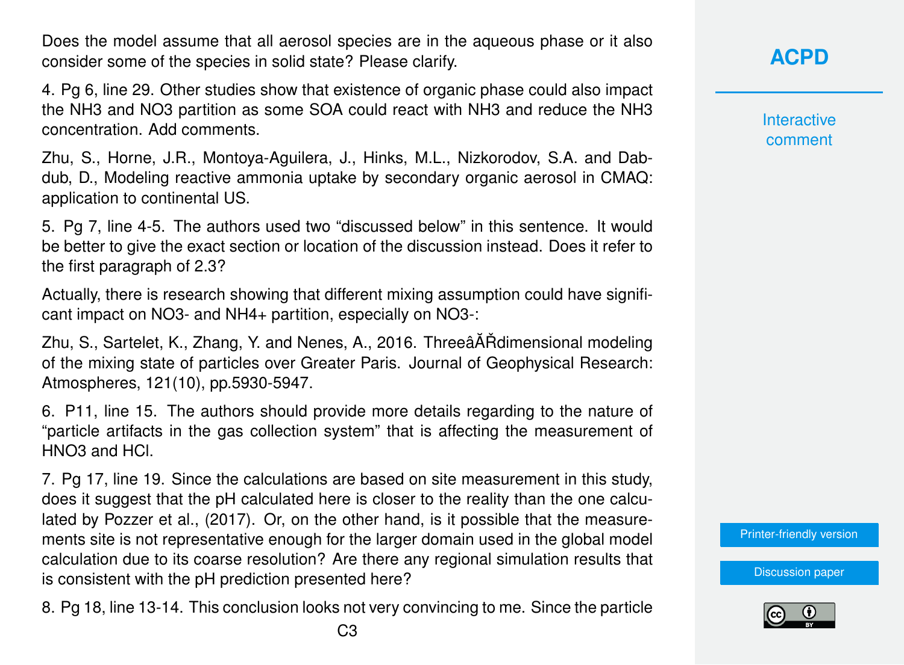Does the model assume that all aerosol species are in the aqueous phase or it also consider some of the species in solid state? Please clarify.

4. Pg 6, line 29. Other studies show that existence of organic phase could also impact the $NH_3$ and $NO_3$ partition as some SOA could react with $NH_3$ and reduce the $NH_3$ concentration. Add comments.

Zhu, S., Horne, J.R., Montoya-Aguilera, J., Hinks, M.L., Nizkorodov, S.A. and Dabdub, D., Modeling reactive ammonia uptake by secondary organic aerosol in CMAQ: application to continental US.

5. Pg 7, line 4-5. The authors used two "discussed below" in this sentence. It would be better to give the exact section or location of the discussion instead. Does it refer to the first paragraph of 2.3?

Actually, there is research showing that different mixing assumption could have significant impact on $NO_3^-$ and $NH_4^+$ partition, especially on $NO_3^-$:

Zhu, S., Sartelet, K., Zhang, Y. and Nenes, A., 2016. ThreeâĂŘdimensional modeling of the mixing state of particles over Greater Paris. Journal of Geophysical Research: Atmospheres, 121(10), pp.5930-5947.

6. P11, line 15. The authors should provide more details regarding to the nature of "particle artifacts in the gas collection system" that is affecting the measurement of $HNO_3$ and HCl.

7. Pg 17, line 19. Since the calculations are based on site measurement in this study, does it suggest that the pH calculated here is closer to the reality than the one calculated by Pozzer et al., (2017). Or, on the other hand, is it possible that the measurements site is not representative enough for the larger domain used in the global model calculation due to its coarse resolution? Are there any regional simulation results that is consistent with the pH prediction presented here?

8. Pg 18, line 13-14. This conclusion looks not very convincing to me. Since the particle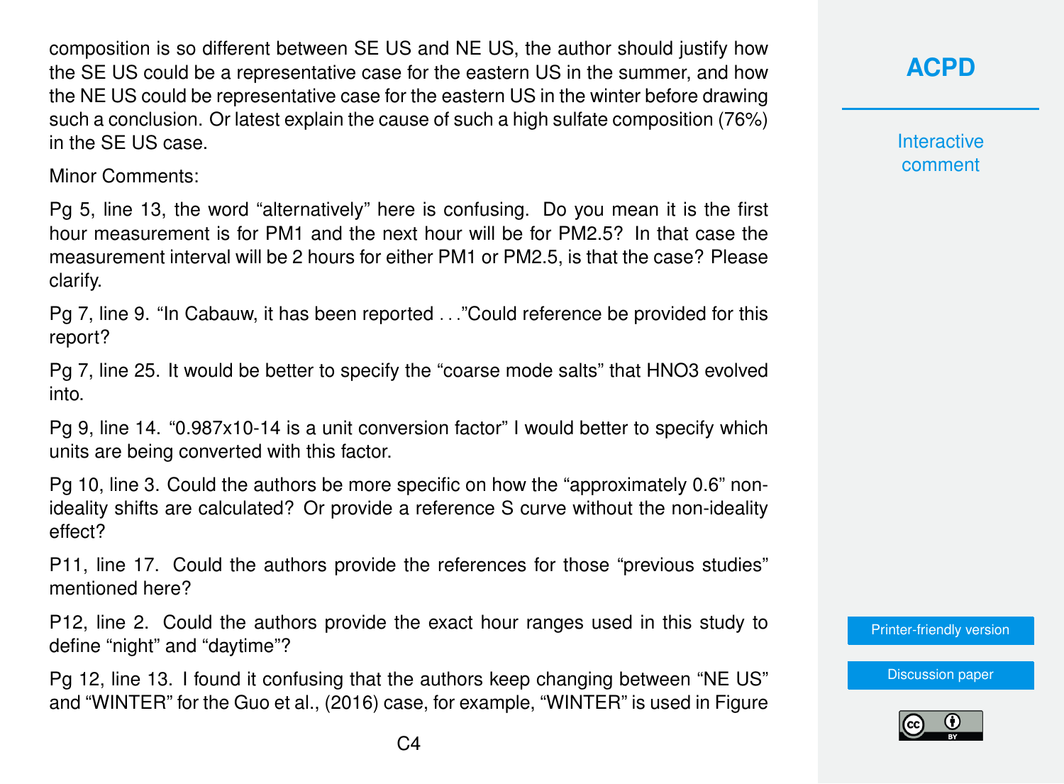composition is so different between SE US and NE US, the author should justify how the SE US could be a representative case for the eastern US in the summer, and how the NE US could be representative case for the eastern US in the winter before drawing such a conclusion. Or latest explain the cause of such a high sulfate composition (76%) in the SE US case.

Minor Comments:

Pg 5, line 13, the word "alternatively" here is confusing. Do you mean it is the first hour measurement is for PM1 and the next hour will be for PM2.5? In that case the measurement interval will be 2 hours for either PM1 or PM2.5, is that the case? Please clarify.

Pg 7, line 9. "In Cabauw, it has been reported . . ."Could reference be provided for this report?

Pg 7, line 25. It would be better to specify the "coarse mode salts" that $HNO_3$ evolved into.

Pg 9, line 14. "$0.987 \times 10^{-14}$ is a unit conversion factor" I would better to specify which units are being converted with this factor.

Pg 10, line 3. Could the authors be more specific on how the "approximately 0.6" non-ideality shifts are calculated? Or provide a reference S curve without the non-ideality effect?

P11, line 17. Could the authors provide the references for those "previous studies" mentioned here?

P12, line 2. Could the authors provide the exact hour ranges used in this study to define "night" and "daytime"?

Pg 12, line 13. I found it confusing that the authors keep changing between "NE US" and "WINTER" for the Guo et al., (2016) case, for example, "WINTER" is used in Figure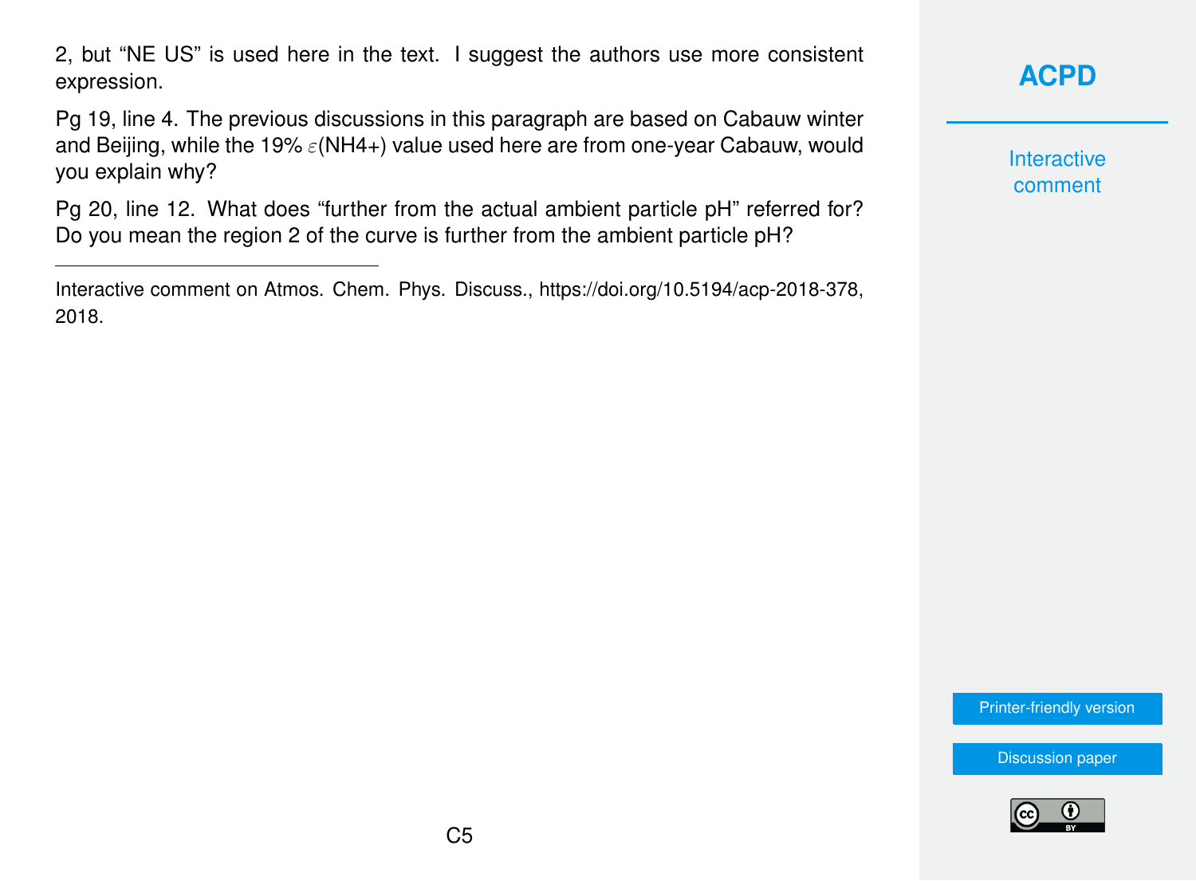2, but “NE US” is used here in the text. I suggest the authors use more consistent expression.

Pg 19, line 4. The previous discussions in this paragraph are based on Cabauw winter and Beijing, while the 19% $\varepsilon(NH4+)$ value used here are from one-year Cabauw, would you explain why?

Pg 20, line 12. What does “further from the actual ambient particle pH” referred for? Do you mean the region 2 of the curve is further from the ambient particle pH?

---

Interactive comment on Atmos. Chem. Phys. Discuss., https://doi.org/10.5194/acp-2018-378, 2018.